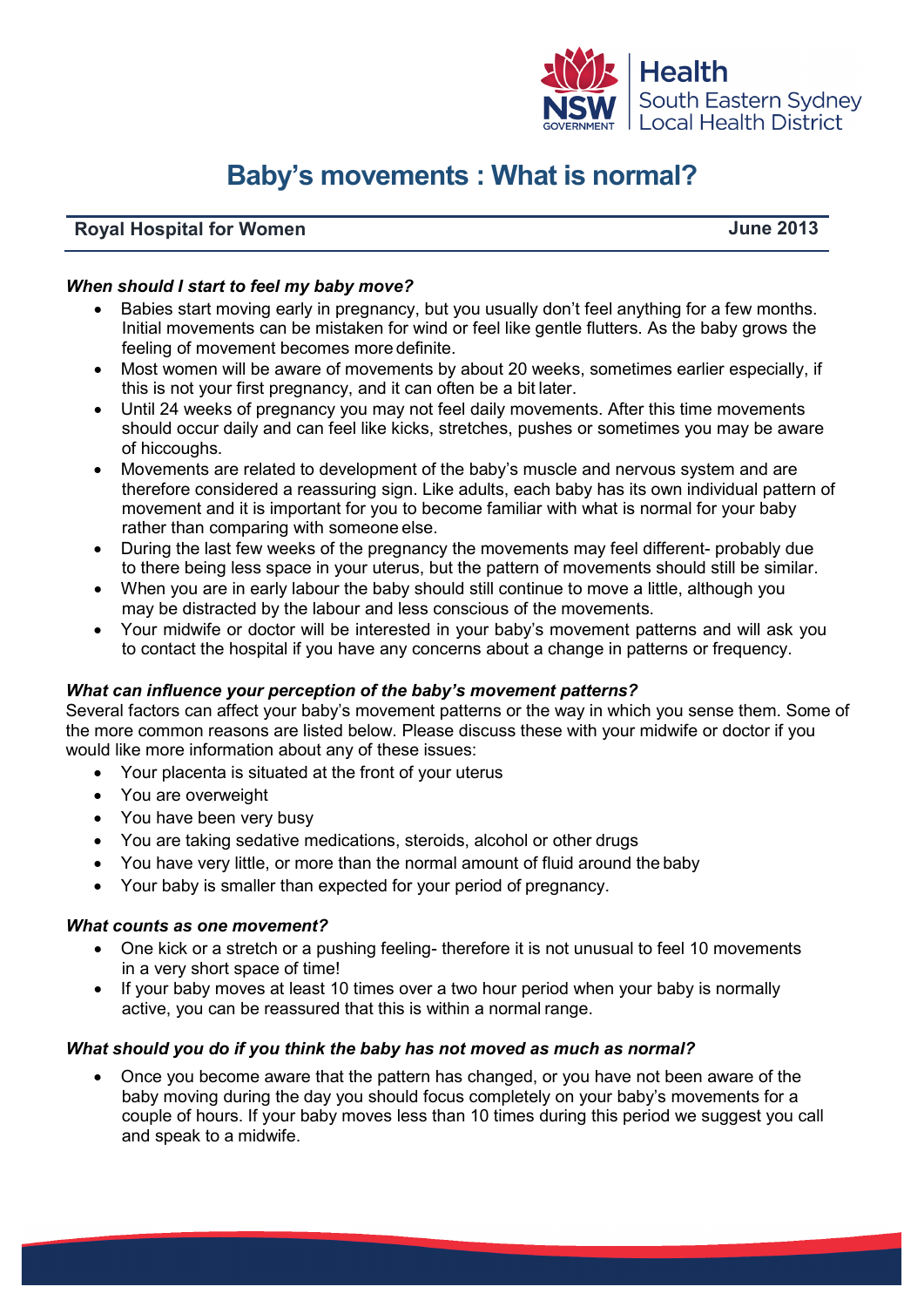# Baby's movements : What is normal?

**Royal Hospital for Women** **June 2013**

***When should I start to feel my baby move?***

- Babies start moving early in pregnancy, but you usually don't feel anything for a few months. Initial movements can be mistaken for wind or feel like gentle flutters. As the baby grows the feeling of movement becomes more definite.
- Most women will be aware of movements by about 20 weeks, sometimes earlier especially, if this is not your first pregnancy, and it can often be a bit later.
- Until 24 weeks of pregnancy you may not feel daily movements. After this time movements should occur daily and can feel like kicks, stretches, pushes or sometimes you may be aware of hiccoughs.
- Movements are related to development of the baby's muscle and nervous system and are therefore considered a reassuring sign. Like adults, each baby has its own individual pattern of movement and it is important for you to become familiar with what is normal for your baby rather than comparing with someone else.
- During the last few weeks of the pregnancy the movements may feel different- probably due to there being less space in your uterus, but the pattern of movements should still be similar.
- When you are in early labour the baby should still continue to move a little, although you may be distracted by the labour and less conscious of the movements.
- Your midwife or doctor will be interested in your baby's movement patterns and will ask you to contact the hospital if you have any concerns about a change in patterns or frequency.

***What can influence your perception of the baby's movement patterns?***

Several factors can affect your baby's movement patterns or the way in which you sense them. Some of the more common reasons are listed below. Please discuss these with your midwife or doctor if you would like more information about any of these issues:

- Your placenta is situated at the front of your uterus
- You are overweight
- You have been very busy
- You are taking sedative medications, steroids, alcohol or other drugs
- You have very little, or more than the normal amount of fluid around the baby
- Your baby is smaller than expected for your period of pregnancy.

***What counts as one movement?***

- One kick or a stretch or a pushing feeling- therefore it is not unusual to feel 10 movements in a very short space of time!
- If your baby moves at least 10 times over a two hour period when your baby is normally active, you can be reassured that this is within a normal range.

***What should you do if you think the baby has not moved as much as normal?***

- Once you become aware that the pattern has changed, or you have not been aware of the baby moving during the day you should focus completely on your baby's movements for a couple of hours. If your baby moves less than 10 times during this period we suggest you call and speak to a midwife.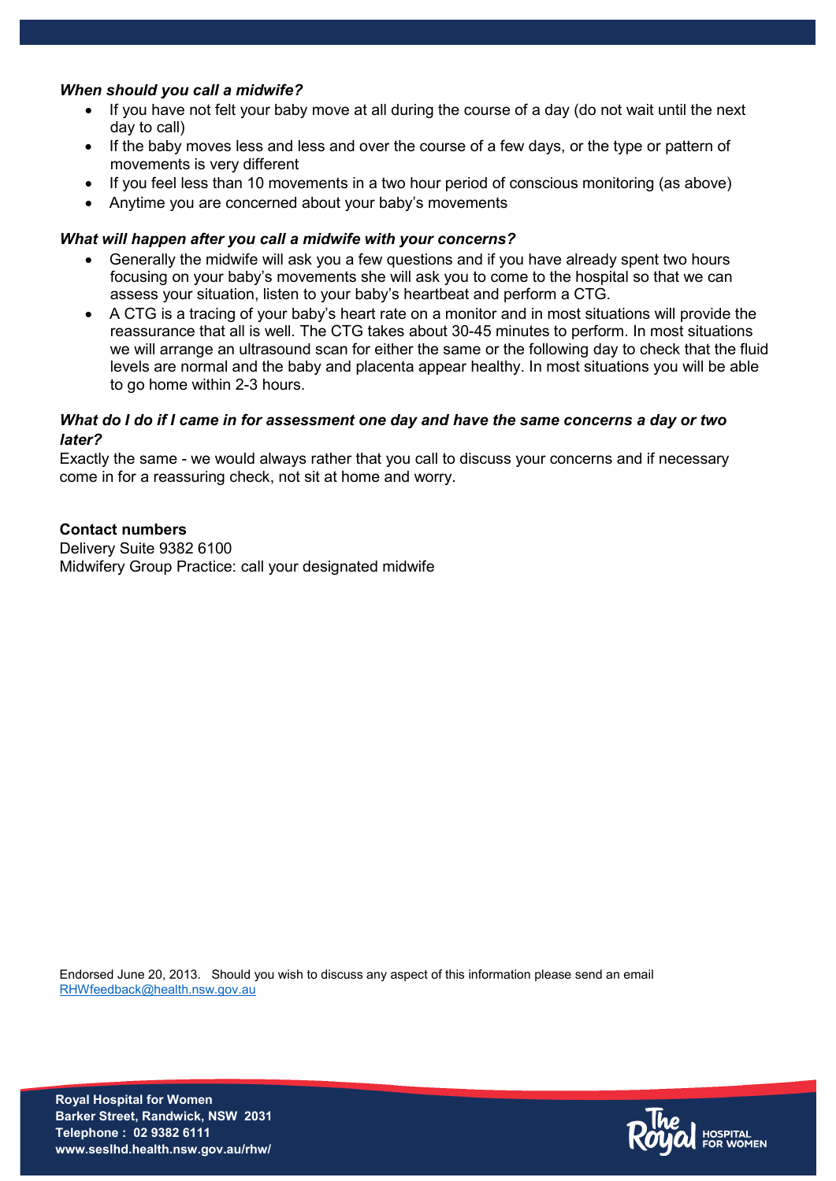***When should you call a midwife?***

- If you have not felt your baby move at all during the course of a day (do not wait until the next day to call)
- If the baby moves less and less and over the course of a few days, or the type or pattern of movements is very different
- If you feel less than 10 movements in a two hour period of conscious monitoring (as above)
- Anytime you are concerned about your baby's movements

***What will happen after you call a midwife with your concerns?***

- Generally the midwife will ask you a few questions and if you have already spent two hours focusing on your baby's movements she will ask you to come to the hospital so that we can assess your situation, listen to your baby's heartbeat and perform a CTG.
- A CTG is a tracing of your baby's heart rate on a monitor and in most situations will provide the reassurance that all is well. The CTG takes about 30-45 minutes to perform. In most situations we will arrange an ultrasound scan for either the same or the following day to check that the fluid levels are normal and the baby and placenta appear healthy. In most situations you will be able to go home within 2-3 hours.

***What do I do if I came in for assessment one day and have the same concerns a day or two later?***

Exactly the same - we would always rather that you call to discuss your concerns and if necessary come in for a reassuring check, not sit at home and worry.

**Contact numbers**

Delivery Suite 9382 6100

Midwifery Group Practice: call your designated midwife

Endorsed June 20, 2013. Should you wish to discuss any aspect of this information please send an email RHWfeedback@health.nsw.gov.au

**Royal Hospital for Women**
**Barker Street, Randwick, NSW 2031**
**Telephone : 02 9382 6111**
**www.seslhd.health.nsw.gov.au/rhw/**